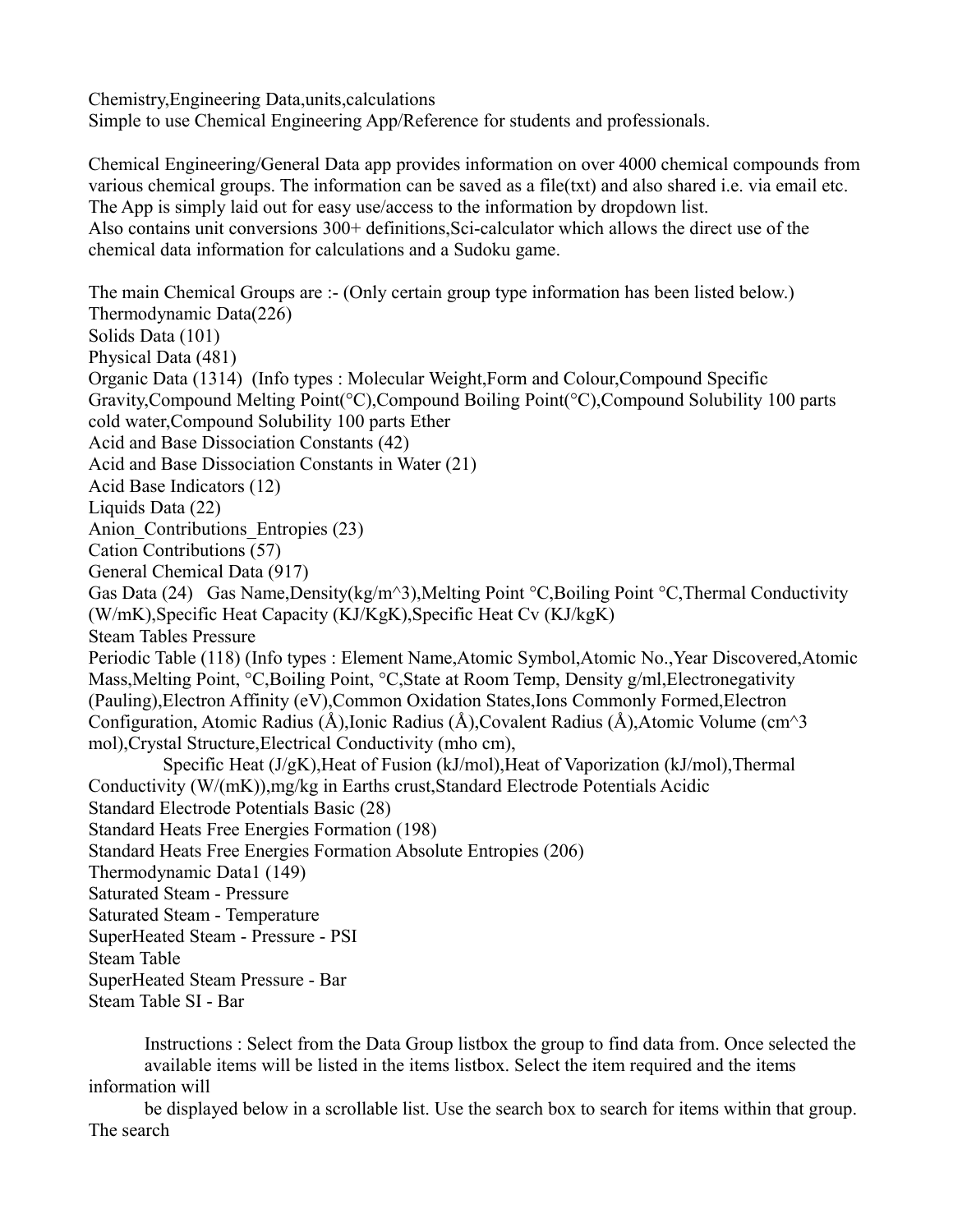Chemistry,Engineering Data,units,calculations
Simple to use Chemical Engineering App/Reference for students and professionals.

Chemical Engineering/General Data app provides information on over 4000 chemical compounds from various chemical groups. The information can be saved as a file(txt) and also shared i.e. via email etc. The App is simply laid out for easy use/access to the information by dropdown list.
Also contains unit conversions 300+ definitions,Sci-calculator which allows the direct use of the chemical data information for calculations and a Sudoku game.

The main Chemical Groups are :- (Only certain group type information has been listed below.)
Thermodynamic Data(226)
Solids Data (101)
Physical Data (481)
Organic Data (1314) (Info types : Molecular Weight,Form and Colour,Compound Specific Gravity,Compound Melting Point(°C),Compound Boiling Point(°C),Compound Solubility 100 parts cold water,Compound Solubility 100 parts Ether
Acid and Base Dissociation Constants (42)
Acid and Base Dissociation Constants in Water (21)
Acid Base Indicators (12)
Liquids Data (22)
Anion_Contributions_Entropies (23)
Cation Contributions (57)
General Chemical Data (917)
Gas Data (24) Gas Name,Density(kg/m^3),Melting Point °C,Boiling Point °C,Thermal Conductivity (W/mK),Specific Heat Capacity (KJ/KgK),Specific Heat Cv (KJ/kgK)
Steam Tables Pressure
Periodic Table (118) (Info types : Element Name,Atomic Symbol,Atomic No.,Year Discovered,Atomic Mass,Melting Point, °C,Boiling Point, °C,State at Room Temp, Density g/ml,Electronegativity (Pauling),Electron Affinity (eV),Common Oxidation States,Ions Commonly Formed,Electron Configuration, Atomic Radius (Å),Ionic Radius (Å),Covalent Radius (Å),Atomic Volume (cm^3 mol),Crystal Structure,Electrical Conductivity (mho cm),
Specific Heat (J/gK),Heat of Fusion (kJ/mol),Heat of Vaporization (kJ/mol),Thermal Conductivity (W/(mK)),mg/kg in Earths crust,Standard Electrode Potentials Acidic
Standard Electrode Potentials Basic (28)
Standard Heats Free Energies Formation (198)
Standard Heats Free Energies Formation Absolute Entropies (206)
Thermodynamic Data1 (149)
Saturated Steam - Pressure
Saturated Steam - Temperature
SuperHeated Steam - Pressure - PSI
Steam Table
SuperHeated Steam Pressure - Bar
Steam Table SI - Bar

Instructions : Select from the Data Group listbox the group to find data from. Once selected the available items will be listed in the items listbox. Select the item required and the items information will
be displayed below in a scrollable list. Use the search box to search for items within that group. The search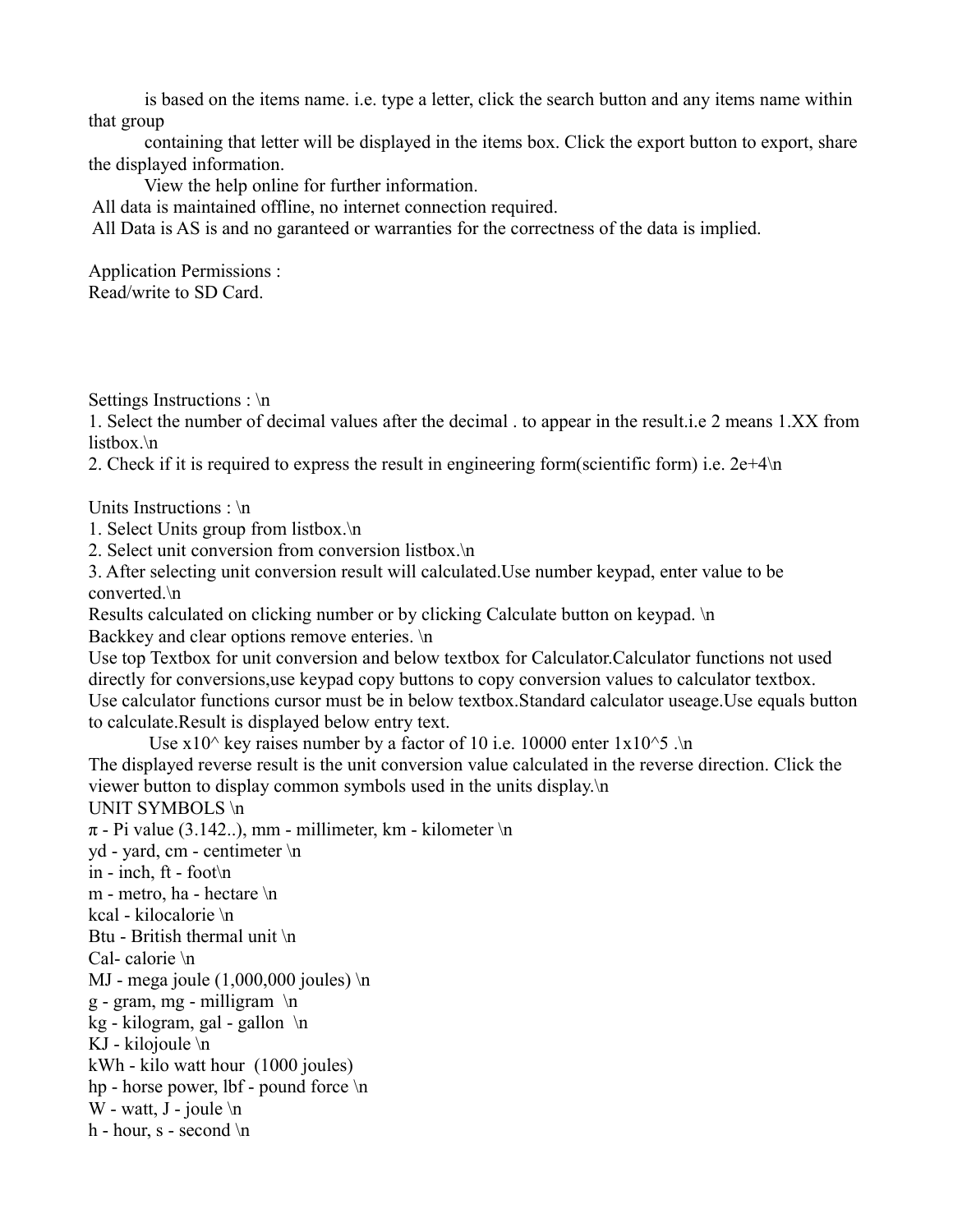is based on the items name. i.e. type a letter, click the search button and any items name within that group
containing that letter will be displayed in the items box. Click the export button to export, share the displayed information.
View the help online for further information.
All data is maintained offline, no internet connection required.
All Data is AS is and no garanteed or warranties for the correctness of the data is implied.

Application Permissions :
Read/write to SD Card.

Settings Instructions : \n
1. Select the number of decimal values after the decimal . to appear in the result.i.e 2 means 1.XX from listbox.\n
2. Check if it is required to express the result in engineering form(scientific form) i.e. 2e+4\n

Units Instructions : \n
1. Select Units group from listbox.\n
2. Select unit conversion from conversion listbox.\n
3. After selecting unit conversion result will calculated.Use number keypad, enter value to be converted.\n
Results calculated on clicking number or by clicking Calculate button on keypad. \n
Backkey and clear options remove enteries. \n
Use top Textbox for unit conversion and below textbox for Calculator.Calculator functions not used directly for conversions,use keypad copy buttons to copy conversion values to calculator textbox. Use calculator functions cursor must be in below textbox.Standard calculator useage.Use equals button to calculate.Result is displayed below entry text.
Use x10^ key raises number by a factor of 10 i.e. 10000 enter 1x10^5 .\n
The displayed reverse result is the unit conversion value calculated in the reverse direction. Click the viewer button to display common symbols used in the units display.\n
UNIT SYMBOLS \n
π - Pi value (3.142..), mm - millimeter, km - kilometer \n
yd - yard, cm - centimeter \n
in - inch, ft - foot\n
m - metro, ha - hectare \n
kcal - kilocalorie \n
Btu - British thermal unit \n
Cal- calorie \n
MJ - mega joule (1,000,000 joules) \n
g - gram, mg - milligram \n
kg - kilogram, gal - gallon \n
KJ - kilojoule \n
kWh - kilo watt hour (1000 joules)
hp - horse power, lbf - pound force \n
W - watt, J - joule \n
h - hour, s - second \n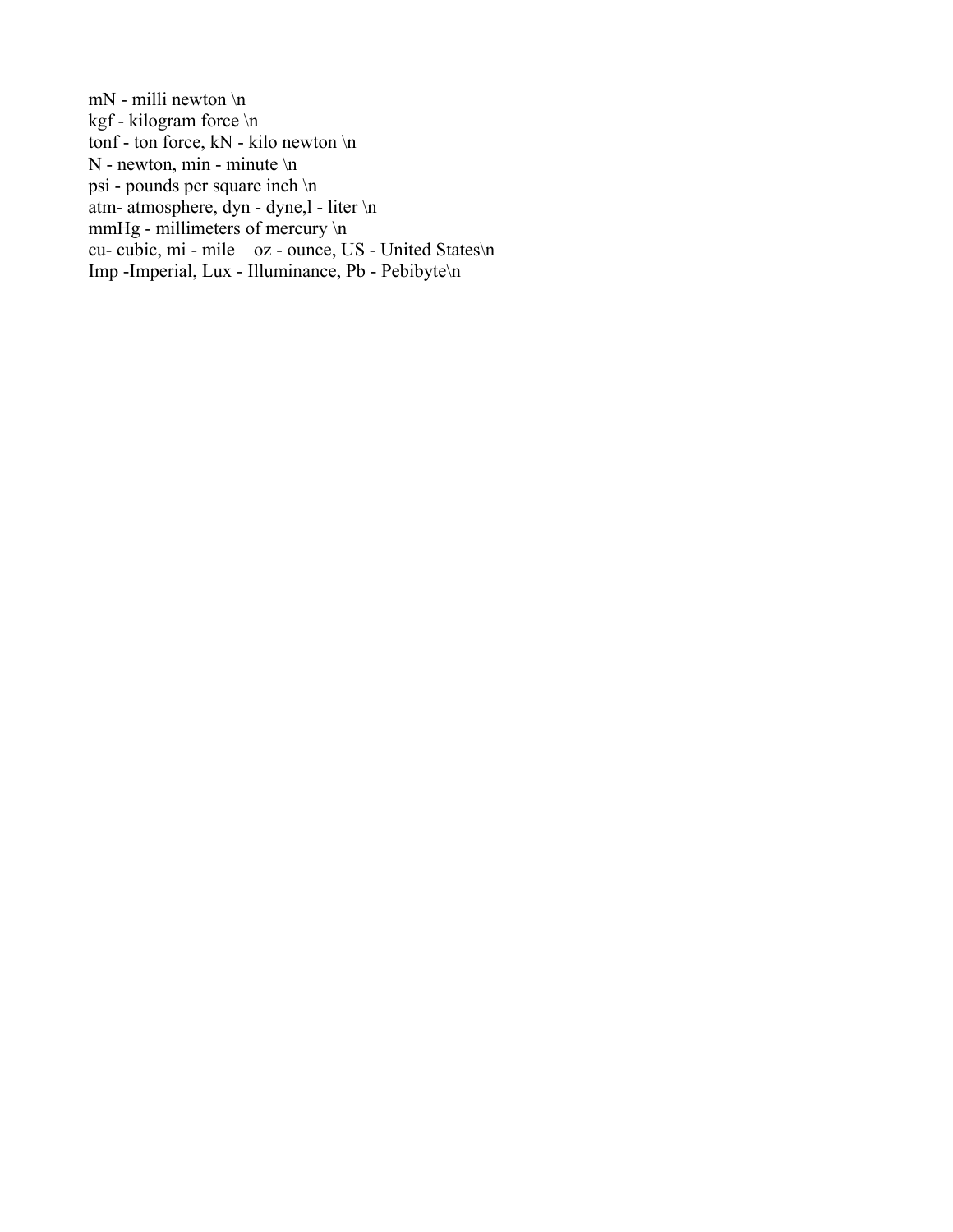mN - milli newton \n
kgf - kilogram force \n
tonf - ton force, kN - kilo newton \n
N - newton, min - minute \n
psi - pounds per square inch \n
atm- atmosphere, dyn - dyne,l - liter \n
mmHg - millimeters of mercury \n
cu- cubic, mi - mile    oz - ounce, US - United States\n
Imp -Imperial, Lux - Illuminance, Pb - Pebibyte\n